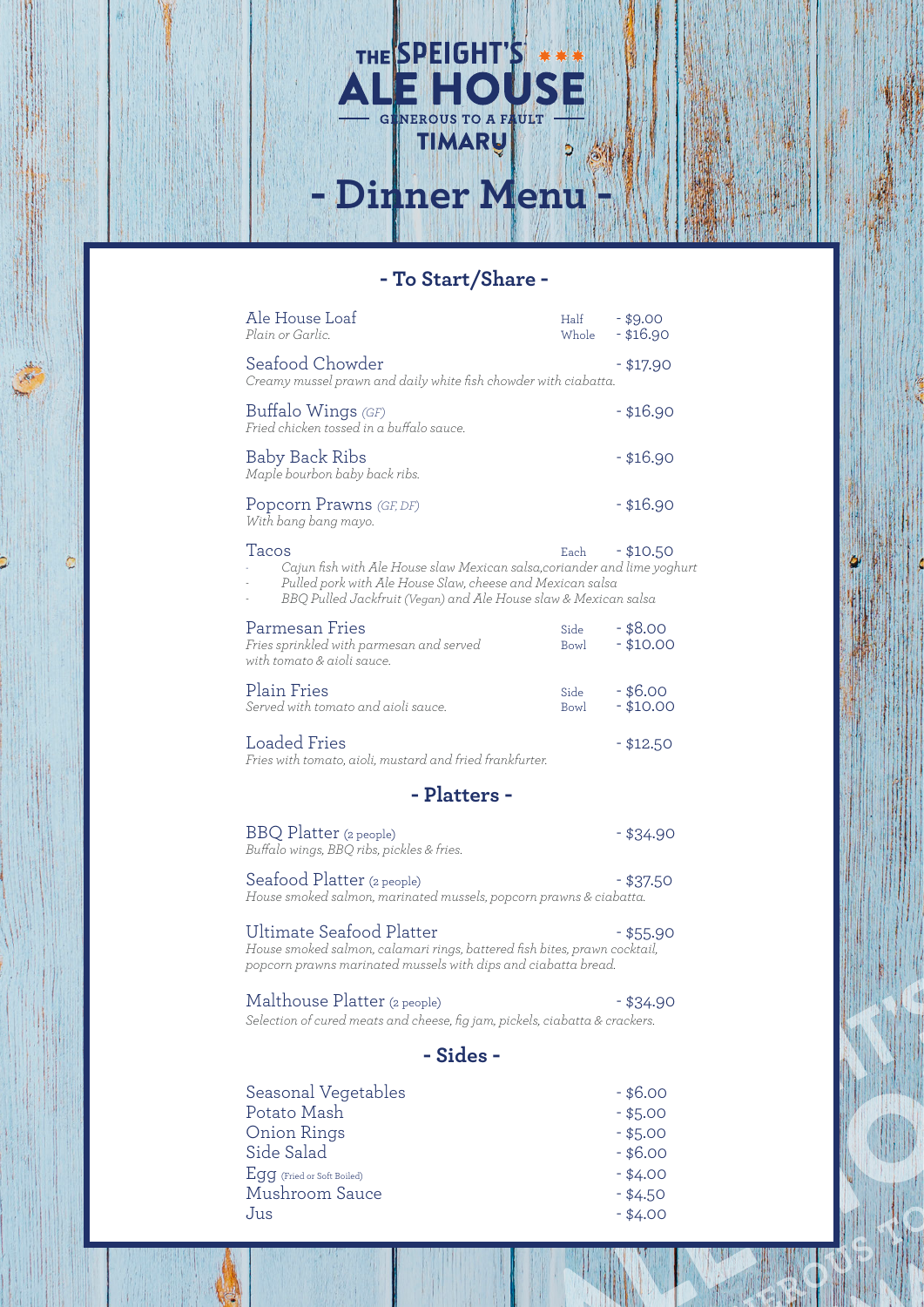# THE SPEIGHT'S ALE HOUSE

GENEROUS TO A FAULT

TIMARU

# - Dinner Menu -

## - To Start/Share -

**Ale House Loaf** — Half - $9.00 / Whole - $16.90
*Plain or Garlic.*

**Seafood Chowder** - $17.90
*Creamy mussel prawn and daily white fish chowder with ciabatta.*

**Buffalo Wings** *(GF)* - $16.90
*Fried chicken tossed in a buffalo sauce.*

**Baby Back Ribs** - $16.90
*Maple bourbon baby back ribs.*

**Popcorn Prawns** *(GF, DF)* - $16.90
*With bang bang mayo.*

**Tacos** — Each - $10.50
- *Cajun fish with Ale House slaw Mexican salsa,coriander and lime yoghurt*
- *Pulled pork with Ale House Slaw, cheese and Mexican salsa*
- *BBQ Pulled Jackfruit (Vegan) and Ale House slaw & Mexican salsa*

**Parmesan Fries** — Side - $8.00 / Bowl - $10.00
*Fries sprinkled with parmesan and served with tomato & aioli sauce.*

**Plain Fries** — Side - $6.00 / Bowl - $10.00
*Served with tomato and aioli sauce.*

**Loaded Fries** - $12.50
*Fries with tomato, aioli, mustard and fried frankfurter.*

## - Platters -

**BBQ Platter** (2 people) - $34.90
*Buffalo wings, BBQ ribs, pickles & fries.*

**Seafood Platter** (2 people) - $37.50
*House smoked salmon, marinated mussels, popcorn prawns & ciabatta.*

**Ultimate Seafood Platter** - $55.90
*House smoked salmon, calamari rings, battered fish bites, prawn cocktail, popcorn prawns marinated mussels with dips and ciabatta bread.*

**Malthouse Platter** (2 people) - $34.90
*Selection of cured meats and cheese, fig jam, pickels, ciabatta & crackers.*

## - Sides -

| Item | Price |
|---|---|
| Seasonal Vegetables | - $6.00 |
| Potato Mash | - $5.00 |
| Onion Rings | - $5.00 |
| Side Salad | - $6.00 |
| Egg (Fried or Soft Boiled) | - $4.00 |
| Mushroom Sauce | - $4.50 |
| Jus | - $4.00 |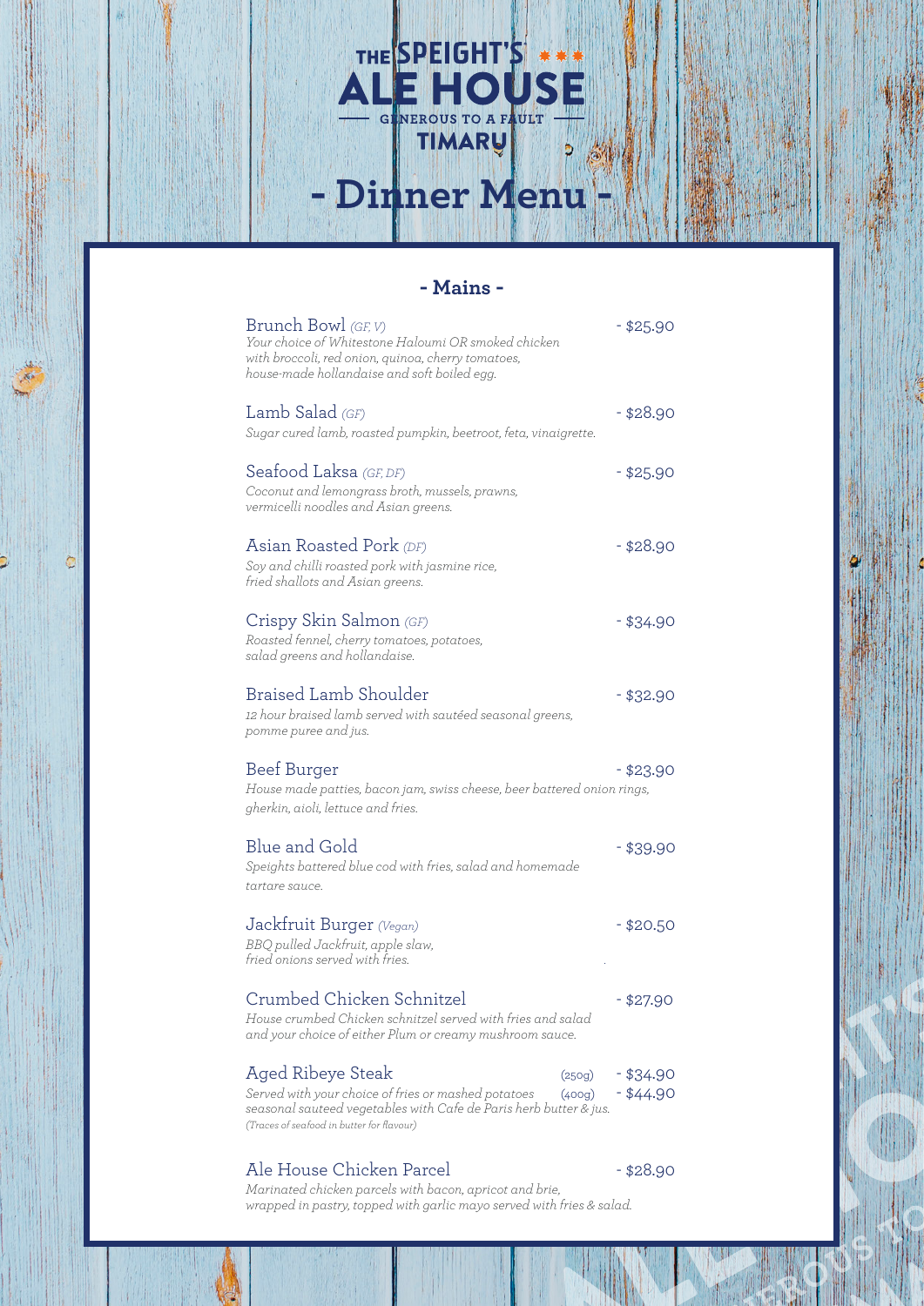# THE SPEIGHT'S ALE HOUSE

GENEROUS TO A FAULT

TIMARU

# - Dinner Menu -

## - Mains -

**Brunch Bowl** *(GF, V)* - $25.90
*Your choice of Whitestone Haloumi OR smoked chicken with broccoli, red onion, quinoa, cherry tomatoes, house-made hollandaise and soft boiled egg.*

**Lamb Salad** *(GF)* - $28.90
*Sugar cured lamb, roasted pumpkin, beetroot, feta, vinaigrette.*

**Seafood Laksa** *(GF, DF)* - $25.90
*Coconut and lemongrass broth, mussels, prawns, vermicelli noodles and Asian greens.*

**Asian Roasted Pork** *(DF)* - $28.90
*Soy and chilli roasted pork with jasmine rice, fried shallots and Asian greens.*

**Crispy Skin Salmon** *(GF)* - $34.90
*Roasted fennel, cherry tomatoes, potatoes, salad greens and hollandaise.*

**Braised Lamb Shoulder** - $32.90
*12 hour braised lamb served with sautéed seasonal greens, pomme puree and jus.*

**Beef Burger** - $23.90
*House made patties, bacon jam, swiss cheese, beer battered onion rings, gherkin, aioli, lettuce and fries.*

**Blue and Gold** - $39.90
*Speights battered blue cod with fries, salad and homemade tartare sauce.*

**Jackfruit Burger** *(Vegan)* - $20.50
*BBQ pulled Jackfruit, apple slaw, fried onions served with fries.*

**Crumbed Chicken Schnitzel** - $27.90
*House crumbed Chicken schnitzel served with fries and salad and your choice of either Plum or creamy mushroom sauce.*

**Aged Ribeye Steak** (250g) - $34.90 / (400g) - $44.90
*Served with your choice of fries or mashed potatoes seasonal sauteed vegetables with Cafe de Paris herb butter & jus.*
*(Traces of seafood in butter for flavour)*

**Ale House Chicken Parcel** - $28.90
*Marinated chicken parcels with bacon, apricot and brie, wrapped in pastry, topped with garlic mayo served with fries & salad.*